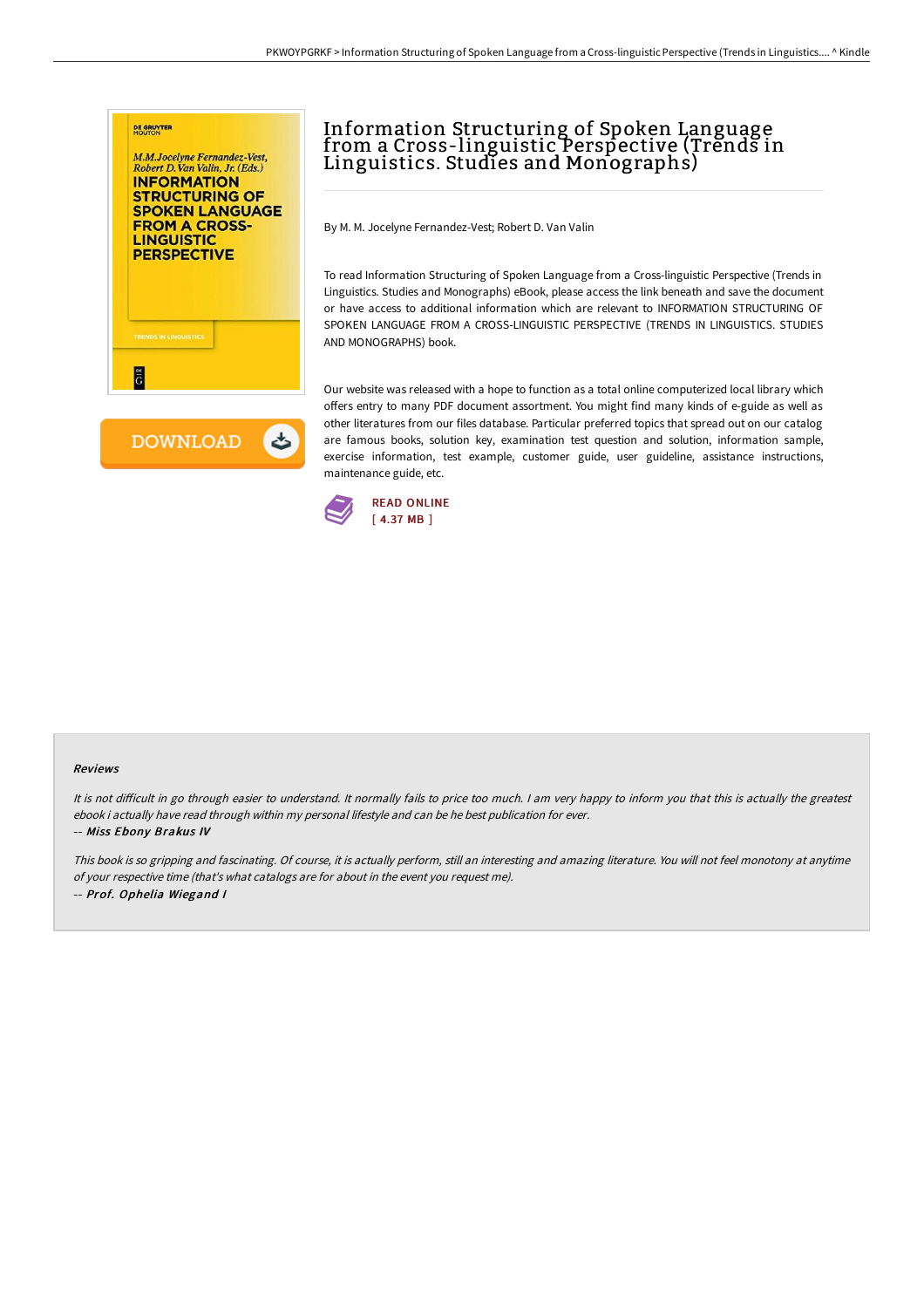# Information Structuring of Spoken Language from a Cross-linguistic Perspective (Trends in Linguistics. Studies and Monographs)

By M. M. Jocelyne Fernandez-Vest; Robert D. Van Valin

To read Information Structuring of Spoken Language from a Cross-linguistic Perspective (Trends in Linguistics. Studies and Monographs) eBook, please access the link beneath and save the document or have access to additional information which are relevant to INFORMATION STRUCTURING OF SPOKEN LANGUAGE FROM A CROSS-LINGUISTIC PERSPECTIVE (TRENDS IN LINGUISTICS. STUDIES AND MONOGRAPHS) book.

Our website was released with a hope to function as a total online computerized local library which offers entry to many PDF document assortment. You might find many kinds of e-guide as well as other literatures from our files database. Particular preferred topics that spread out on our catalog are famous books, solution key, examination test question and solution, information sample, exercise information, test example, customer guide, user guideline, assistance instructions, maintenance guide, etc.

READ ONLINE
[ 4.37 MB ]

#### Reviews

*It is not difficult in go through easier to understand. It normally fails to price too much. I am very happy to inform you that this is actually the greatest ebook i actually have read through within my personal lifestyle and can be he best publication for ever.*

-- ***Miss Ebony Brakus IV***

*This book is so gripping and fascinating. Of course, it is actually perform, still an interesting and amazing literature. You will not feel monotony at anytime of your respective time (that's what catalogs are for about in the event you request me).*

-- ***Prof. Ophelia Wiegand I***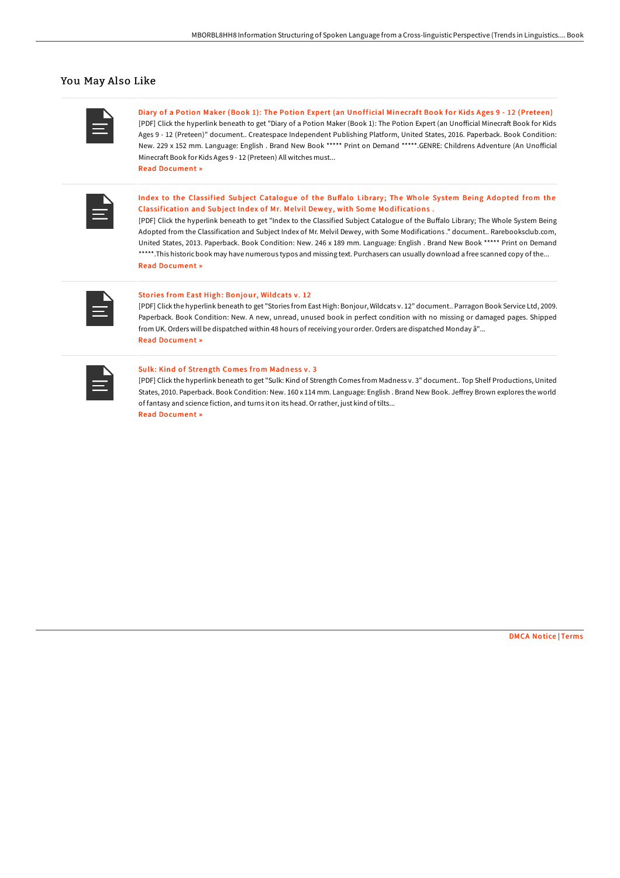## You May Also Like

**Diary of a Potion Maker (Book 1): The Potion Expert (an Unofficial Minecraft Book for Kids Ages 9 - 12 (Preteen)**

[PDF] Click the hyperlink beneath to get "Diary of a Potion Maker (Book 1): The Potion Expert (an Unofficial Minecraft Book for Kids Ages 9 - 12 (Preteen)" document.. Createspace Independent Publishing Platform, United States, 2016. Paperback. Book Condition: New. 229 x 152 mm. Language: English . Brand New Book ***** Print on Demand *****.GENRE: Childrens Adventure (An Unofficial Minecraft Book for Kids Ages 9 - 12 (Preteen) All witches must...

Read Document »

**Index to the Classified Subject Catalogue of the Buffalo Library; The Whole System Being Adopted from the Classification and Subject Index of Mr. Melvil Dewey, with Some Modifications .**

[PDF] Click the hyperlink beneath to get "Index to the Classified Subject Catalogue of the Buffalo Library; The Whole System Being Adopted from the Classification and Subject Index of Mr. Melvil Dewey, with Some Modifications ." document.. Rarebooksclub.com, United States, 2013. Paperback. Book Condition: New. 246 x 189 mm. Language: English . Brand New Book ***** Print on Demand *****.This historic book may have numerous typos and missing text. Purchasers can usually download a free scanned copy of the...

Read Document »

**Stories from East High: Bonjour, Wildcats v. 12**

[PDF] Click the hyperlink beneath to get "Stories from East High: Bonjour, Wildcats v. 12" document.. Parragon Book Service Ltd, 2009. Paperback. Book Condition: New. A new, unread, unused book in perfect condition with no missing or damaged pages. Shipped from UK. Orders will be dispatched within 48 hours of receiving your order. Orders are dispatched Monday â"...

Read Document »

**Sulk: Kind of Strength Comes from Madness v. 3**

[PDF] Click the hyperlink beneath to get "Sulk: Kind of Strength Comes from Madness v. 3" document.. Top Shelf Productions, United States, 2010. Paperback. Book Condition: New. 160 x 114 mm. Language: English . Brand New Book. Jeffrey Brown explores the world of fantasy and science fiction, and turns it on its head. Or rather, just kind of tilts...

Read Document »

DMCA Notice | Terms